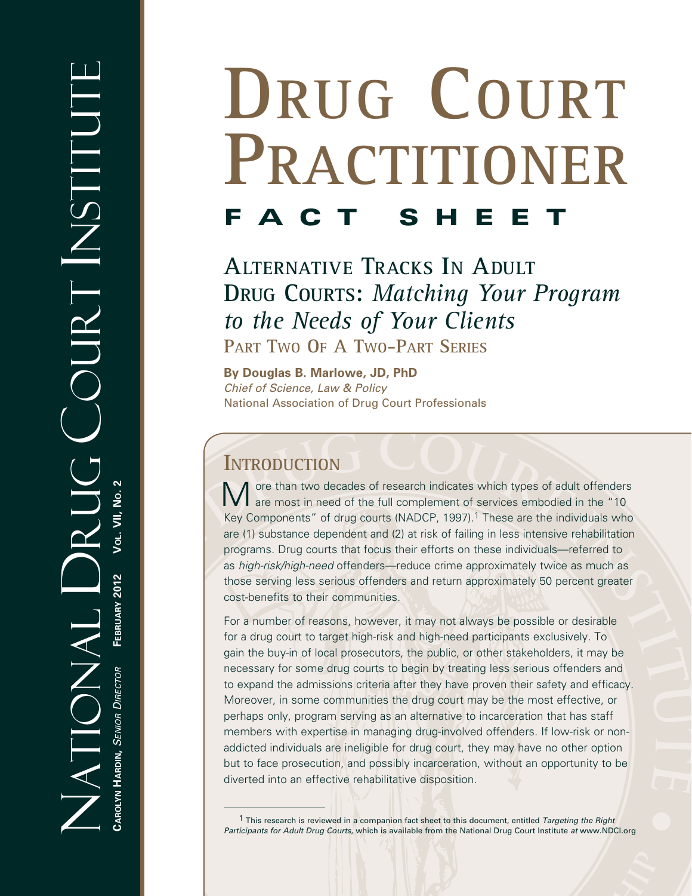National Drug Court Institute

Carolyn Hardin, *Senior Director* February 2012 Vol. VII, No. 2

# Drug Court Practitioner

## FACT SHEET

## Alternative Tracks In Adult Drug Courts: *Matching Your Program to the Needs of Your Clients*

Part Two Of A Two-Part Series

**By Douglas B. Marlowe, JD, PhD**
*Chief of Science, Law & Policy*
National Association of Drug Court Professionals

## Introduction

More than two decades of research indicates which types of adult offenders are most in need of the full complement of services embodied in the "10 Key Components" of drug courts (NADCP, 1997).[1] These are the individuals who are (1) substance dependent and (2) at risk of failing in less intensive rehabilitation programs. Drug courts that focus their efforts on these individuals—referred to as *high-risk/high-need* offenders—reduce crime approximately twice as much as those serving less serious offenders and return approximately 50 percent greater cost-benefits to their communities.

For a number of reasons, however, it may not always be possible or desirable for a drug court to target high-risk and high-need participants exclusively. To gain the buy-in of local prosecutors, the public, or other stakeholders, it may be necessary for some drug courts to begin by treating less serious offenders and to expand the admissions criteria after they have proven their safety and efficacy. Moreover, in some communities the drug court may be the most effective, or perhaps only, program serving as an alternative to incarceration that has staff members with expertise in managing drug-involved offenders. If low-risk or non-addicted individuals are ineligible for drug court, they may have no other option but to face prosecution, and possibly incarceration, without an opportunity to be diverted into an effective rehabilitative disposition.

[1] This research is reviewed in a companion fact sheet to this document, entitled *Targeting the Right Participants for Adult Drug Courts,* which is available from the National Drug Court Institute *at* www.NDCI.org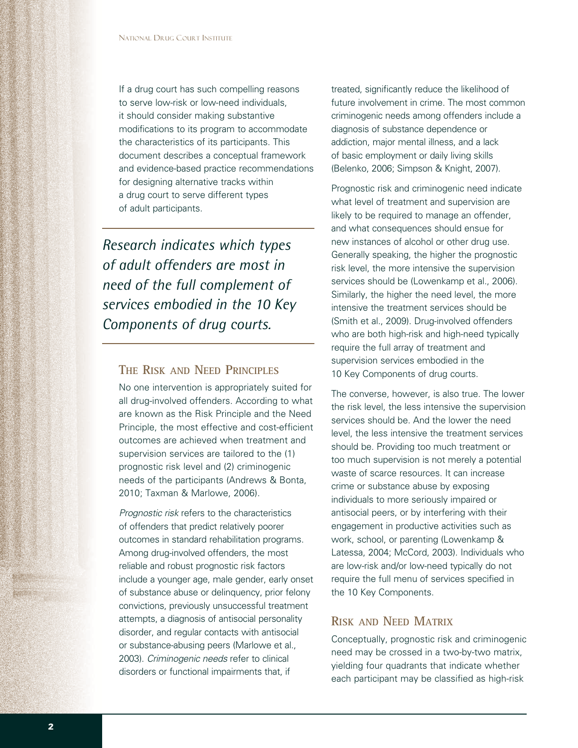If a drug court has such compelling reasons to serve low-risk or low-need individuals, it should consider making substantive modifications to its program to accommodate the characteristics of its participants. This document describes a conceptual framework and evidence-based practice recommendations for designing alternative tracks within a drug court to serve different types of adult participants.

*Research indicates which types of adult offenders are most in need of the full complement of services embodied in the 10 Key Components of drug courts.*

## The Risk and Need Principles

No one intervention is appropriately suited for all drug-involved offenders. According to what are known as the Risk Principle and the Need Principle, the most effective and cost-efficient outcomes are achieved when treatment and supervision services are tailored to the (1) prognostic risk level and (2) criminogenic needs of the participants (Andrews & Bonta, 2010; Taxman & Marlowe, 2006).

*Prognostic risk* refers to the characteristics of offenders that predict relatively poorer outcomes in standard rehabilitation programs. Among drug-involved offenders, the most reliable and robust prognostic risk factors include a younger age, male gender, early onset of substance abuse or delinquency, prior felony convictions, previously unsuccessful treatment attempts, a diagnosis of antisocial personality disorder, and regular contacts with antisocial or substance-abusing peers (Marlowe et al., 2003). *Criminogenic needs* refer to clinical disorders or functional impairments that, if treated, significantly reduce the likelihood of future involvement in crime. The most common criminogenic needs among offenders include a diagnosis of substance dependence or addiction, major mental illness, and a lack of basic employment or daily living skills (Belenko, 2006; Simpson & Knight, 2007).

Prognostic risk and criminogenic need indicate what level of treatment and supervision are likely to be required to manage an offender, and what consequences should ensue for new instances of alcohol or other drug use. Generally speaking, the higher the prognostic risk level, the more intensive the supervision services should be (Lowenkamp et al., 2006). Similarly, the higher the need level, the more intensive the treatment services should be (Smith et al., 2009). Drug-involved offenders who are both high-risk and high-need typically require the full array of treatment and supervision services embodied in the 10 Key Components of drug courts.

The converse, however, is also true. The lower the risk level, the less intensive the supervision services should be. And the lower the need level, the less intensive the treatment services should be. Providing too much treatment or too much supervision is not merely a potential waste of scarce resources. It can increase crime or substance abuse by exposing individuals to more seriously impaired or antisocial peers, or by interfering with their engagement in productive activities such as work, school, or parenting (Lowenkamp & Latessa, 2004; McCord, 2003). Individuals who are low-risk and/or low-need typically do not require the full menu of services specified in the 10 Key Components.

## Risk and Need Matrix

Conceptually, prognostic risk and criminogenic need may be crossed in a two-by-two matrix, yielding four quadrants that indicate whether each participant may be classified as high-risk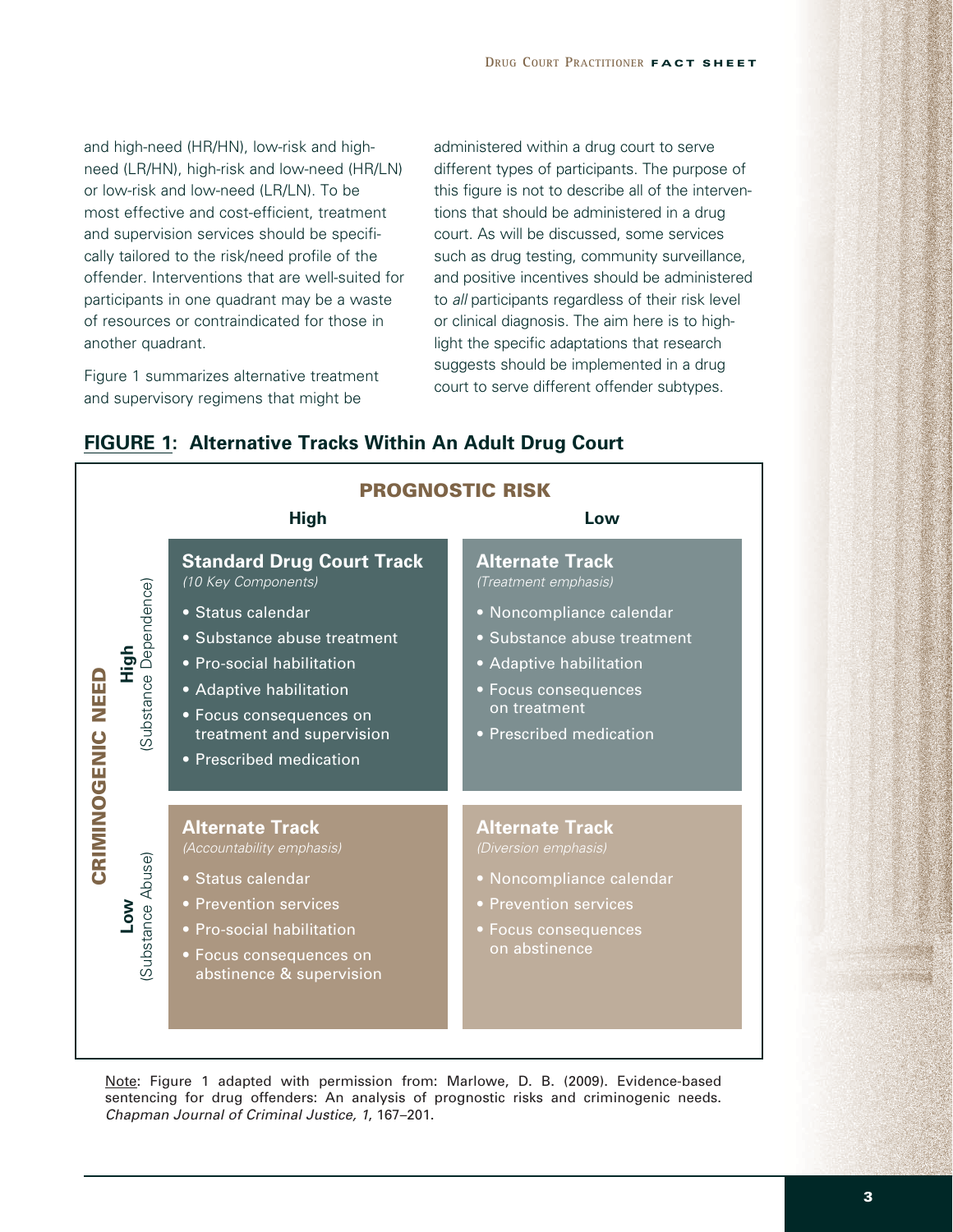and high-need (HR/HN), low-risk and high-need (LR/HN), high-risk and low-need (HR/LN) or low-risk and low-need (LR/LN). To be most effective and cost-efficient, treatment and supervision services should be specifically tailored to the risk/need profile of the offender. Interventions that are well-suited for participants in one quadrant may be a waste of resources or contraindicated for those in another quadrant.

Figure 1 summarizes alternative treatment and supervisory regimens that might be administered within a drug court to serve different types of participants. The purpose of this figure is not to describe all of the interventions that should be administered in a drug court. As will be discussed, some services such as drug testing, community surveillance, and positive incentives should be administered to *all* participants regardless of their risk level or clinical diagnosis. The aim here is to highlight the specific adaptations that research suggests should be implemented in a drug court to serve different offender subtypes.

## FIGURE 1: Alternative Tracks Within An Adult Drug Court

| CRIMINOGENIC NEED | PROGNOSTIC RISK: High | PROGNOSTIC RISK: Low |
|---|---|---|
| **High** (Substance Dependence) | **Standard Drug Court Track** *(10 Key Components)*<br>• Status calendar<br>• Substance abuse treatment<br>• Pro-social habilitation<br>• Adaptive habilitation<br>• Focus consequences on treatment and supervision<br>• Prescribed medication | **Alternate Track** *(Treatment emphasis)*<br>• Noncompliance calendar<br>• Substance abuse treatment<br>• Adaptive habilitation<br>• Focus consequences on treatment<br>• Prescribed medication |
| **Low** (Substance Abuse) | **Alternate Track** *(Accountability emphasis)*<br>• Status calendar<br>• Prevention services<br>• Pro-social habilitation<br>• Focus consequences on abstinence & supervision | **Alternate Track** *(Diversion emphasis)*<br>• Noncompliance calendar<br>• Prevention services<br>• Focus consequences on abstinence |

Note: Figure 1 adapted with permission from: Marlowe, D. B. (2009). Evidence-based sentencing for drug offenders: An analysis of prognostic risks and criminogenic needs. *Chapman Journal of Criminal Justice, 1*, 167–201.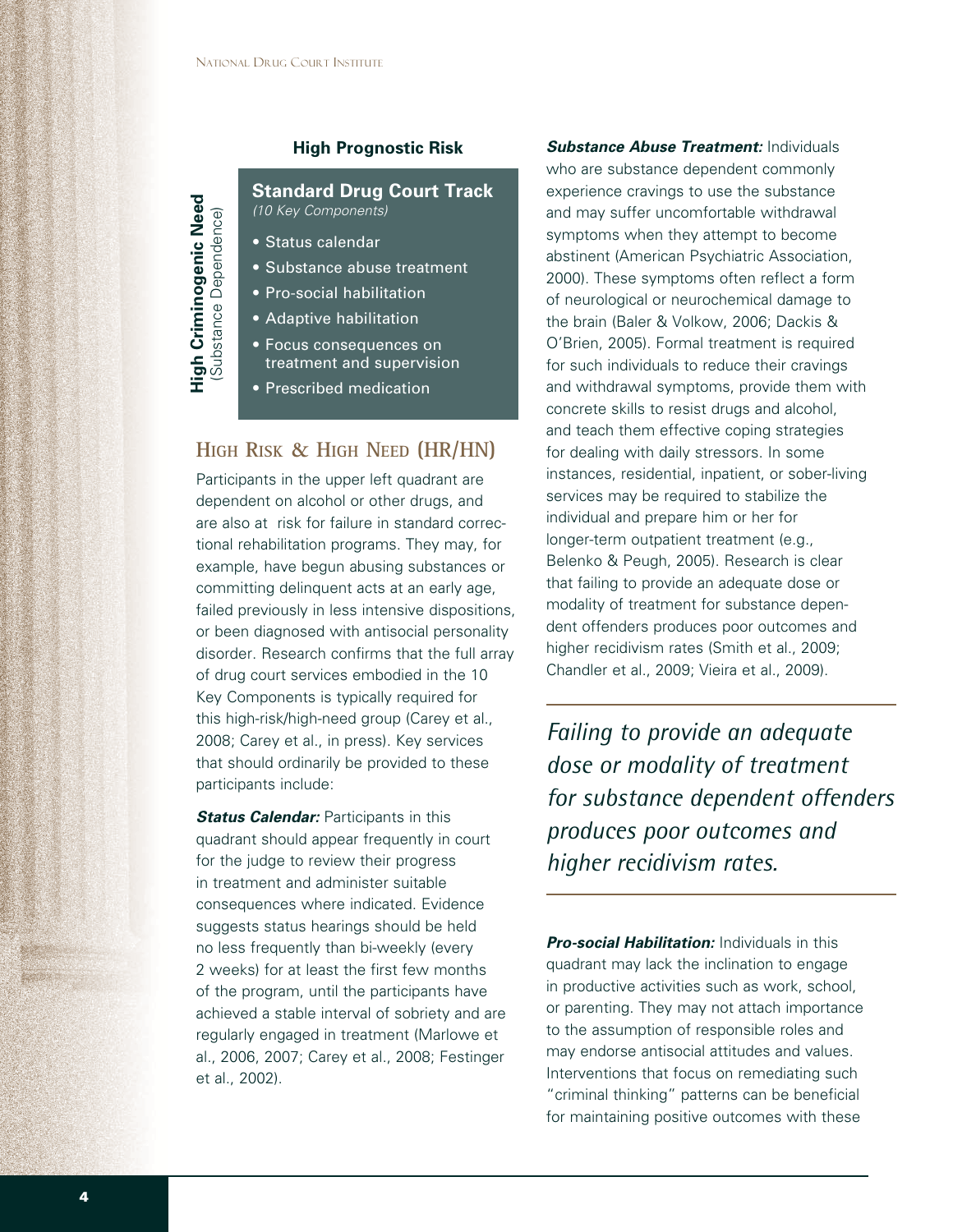**High Prognostic Risk**

**High Criminogenic Need** (Substance Dependence)

**Standard Drug Court Track**
*(10 Key Components)*

- Status calendar
- Substance abuse treatment
- Pro-social habilitation
- Adaptive habilitation
- Focus consequences on treatment and supervision
- Prescribed medication

## High Risk & High Need (HR/HN)

Participants in the upper left quadrant are dependent on alcohol or other drugs, and are also at risk for failure in standard correctional rehabilitation programs. They may, for example, have begun abusing substances or committing delinquent acts at an early age, failed previously in less intensive dispositions, or been diagnosed with antisocial personality disorder. Research confirms that the full array of drug court services embodied in the 10 Key Components is typically required for this high-risk/high-need group (Carey et al., 2008; Carey et al., in press). Key services that should ordinarily be provided to these participants include:

***Status Calendar:*** Participants in this quadrant should appear frequently in court for the judge to review their progress in treatment and administer suitable consequences where indicated. Evidence suggests status hearings should be held no less frequently than bi-weekly (every 2 weeks) for at least the first few months of the program, until the participants have achieved a stable interval of sobriety and are regularly engaged in treatment (Marlowe et al., 2006, 2007; Carey et al., 2008; Festinger et al., 2002).

***Substance Abuse Treatment:*** Individuals who are substance dependent commonly experience cravings to use the substance and may suffer uncomfortable withdrawal symptoms when they attempt to become abstinent (American Psychiatric Association, 2000). These symptoms often reflect a form of neurological or neurochemical damage to the brain (Baler & Volkow, 2006; Dackis & O'Brien, 2005). Formal treatment is required for such individuals to reduce their cravings and withdrawal symptoms, provide them with concrete skills to resist drugs and alcohol, and teach them effective coping strategies for dealing with daily stressors. In some instances, residential, inpatient, or sober-living services may be required to stabilize the individual and prepare him or her for longer-term outpatient treatment (e.g., Belenko & Peugh, 2005). Research is clear that failing to provide an adequate dose or modality of treatment for substance dependent offenders produces poor outcomes and higher recidivism rates (Smith et al., 2009; Chandler et al., 2009; Vieira et al., 2009).

*Failing to provide an adequate dose or modality of treatment for substance dependent offenders produces poor outcomes and higher recidivism rates.*

***Pro-social Habilitation:*** Individuals in this quadrant may lack the inclination to engage in productive activities such as work, school, or parenting. They may not attach importance to the assumption of responsible roles and may endorse antisocial attitudes and values. Interventions that focus on remediating such "criminal thinking" patterns can be beneficial for maintaining positive outcomes with these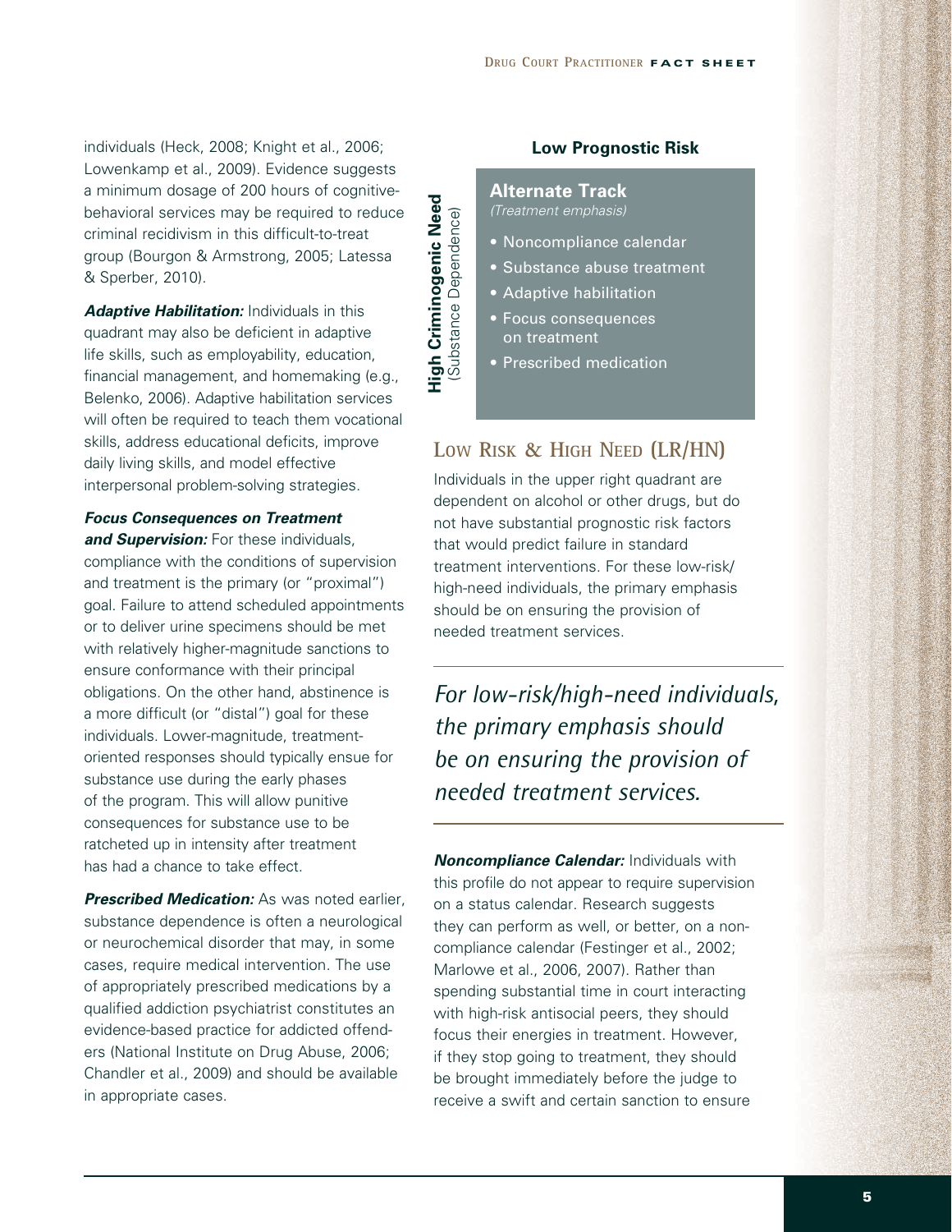individuals (Heck, 2008; Knight et al., 2006; Lowenkamp et al., 2009). Evidence suggests a minimum dosage of 200 hours of cognitive-behavioral services may be required to reduce criminal recidivism in this difficult-to-treat group (Bourgon & Armstrong, 2005; Latessa & Sperber, 2010).

***Adaptive Habilitation:*** Individuals in this quadrant may also be deficient in adaptive life skills, such as employability, education, financial management, and homemaking (e.g., Belenko, 2006). Adaptive habilitation services will often be required to teach them vocational skills, address educational deficits, improve daily living skills, and model effective interpersonal problem-solving strategies.

***Focus Consequences on Treatment and Supervision:*** For these individuals, compliance with the conditions of supervision and treatment is the primary (or "proximal") goal. Failure to attend scheduled appointments or to deliver urine specimens should be met with relatively higher-magnitude sanctions to ensure conformance with their principal obligations. On the other hand, abstinence is a more difficult (or "distal") goal for these individuals. Lower-magnitude, treatment-oriented responses should typically ensue for substance use during the early phases of the program. This will allow punitive consequences for substance use to be ratcheted up in intensity after treatment has had a chance to take effect.

***Prescribed Medication:*** As was noted earlier, substance dependence is often a neurological or neurochemical disorder that may, in some cases, require medical intervention. The use of appropriately prescribed medications by a qualified addiction psychiatrist constitutes an evidence-based practice for addicted offenders (National Institute on Drug Abuse, 2006; Chandler et al., 2009) and should be available in appropriate cases.

**Low Prognostic Risk**

**High Criminogenic Need** (Substance Dependence)

**Alternate Track**
*(Treatment emphasis)*

- Noncompliance calendar
- Substance abuse treatment
- Adaptive habilitation
- Focus consequences on treatment
- Prescribed medication

## Low Risk & High Need (LR/HN)

Individuals in the upper right quadrant are dependent on alcohol or other drugs, but do not have substantial prognostic risk factors that would predict failure in standard treatment interventions. For these low-risk/high-need individuals, the primary emphasis should be on ensuring the provision of needed treatment services.

*For low-risk/high-need individuals, the primary emphasis should be on ensuring the provision of needed treatment services.*

***Noncompliance Calendar:*** Individuals with this profile do not appear to require supervision on a status calendar. Research suggests they can perform as well, or better, on a noncompliance calendar (Festinger et al., 2002; Marlowe et al., 2006, 2007). Rather than spending substantial time in court interacting with high-risk antisocial peers, they should focus their energies in treatment. However, if they stop going to treatment, they should be brought immediately before the judge to receive a swift and certain sanction to ensure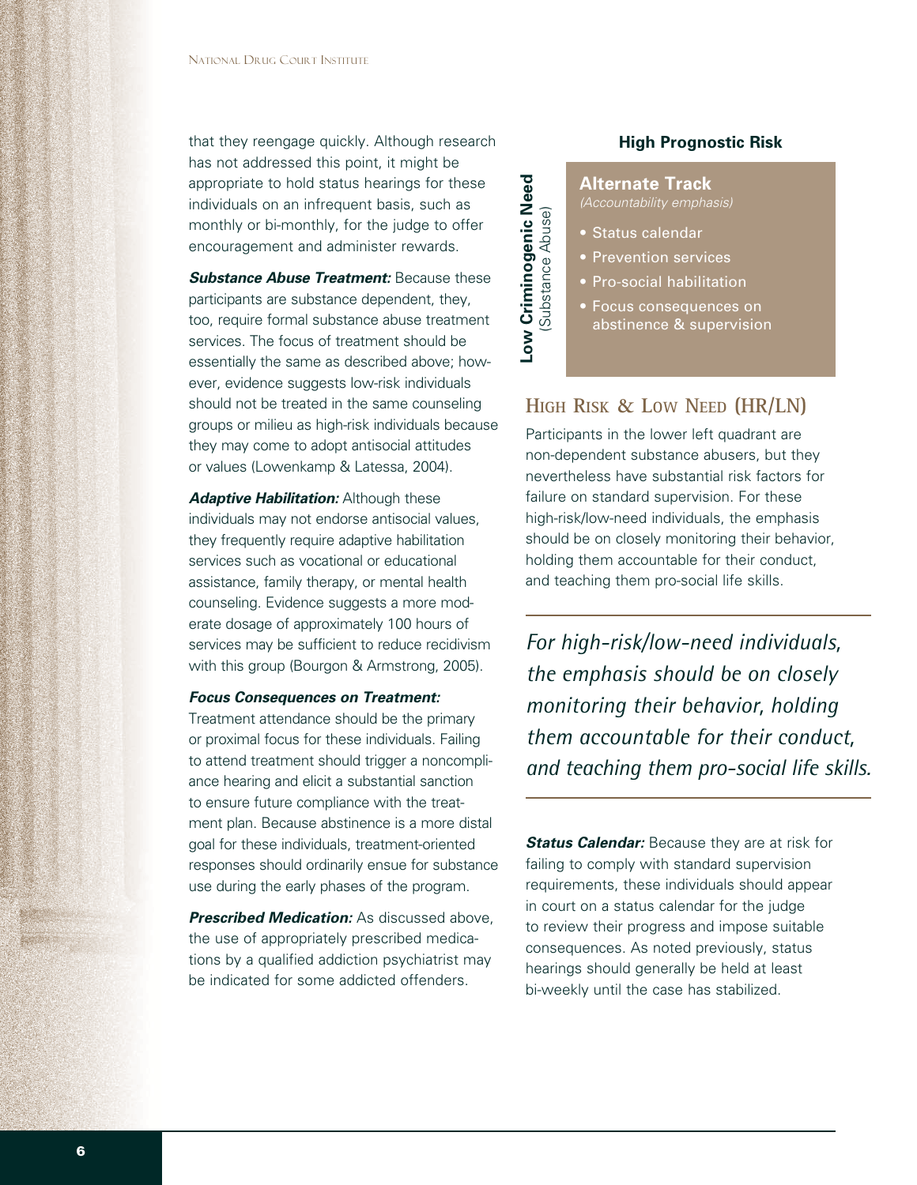that they reengage quickly. Although research has not addressed this point, it might be appropriate to hold status hearings for these individuals on an infrequent basis, such as monthly or bi-monthly, for the judge to offer encouragement and administer rewards.

***Substance Abuse Treatment:*** Because these participants are substance dependent, they, too, require formal substance abuse treatment services. The focus of treatment should be essentially the same as described above; however, evidence suggests low-risk individuals should not be treated in the same counseling groups or milieu as high-risk individuals because they may come to adopt antisocial attitudes or values (Lowenkamp & Latessa, 2004).

***Adaptive Habilitation:*** Although these individuals may not endorse antisocial values, they frequently require adaptive habilitation services such as vocational or educational assistance, family therapy, or mental health counseling. Evidence suggests a more moderate dosage of approximately 100 hours of services may be sufficient to reduce recidivism with this group (Bourgon & Armstrong, 2005).

***Focus Consequences on Treatment:*** Treatment attendance should be the primary or proximal focus for these individuals. Failing to attend treatment should trigger a noncompliance hearing and elicit a substantial sanction to ensure future compliance with the treatment plan. Because abstinence is a more distal goal for these individuals, treatment-oriented responses should ordinarily ensue for substance use during the early phases of the program.

***Prescribed Medication:*** As discussed above, the use of appropriately prescribed medications by a qualified addiction psychiatrist may be indicated for some addicted offenders.

**High Prognostic Risk**

**Low Criminogenic Need** (Substance Abuse)

**Alternate Track**
*(Accountability emphasis)*

- Status calendar
- Prevention services
- Pro-social habilitation
- Focus consequences on abstinence & supervision

## High Risk & Low Need (HR/LN)

Participants in the lower left quadrant are non-dependent substance abusers, but they nevertheless have substantial risk factors for failure on standard supervision. For these high-risk/low-need individuals, the emphasis should be on closely monitoring their behavior, holding them accountable for their conduct, and teaching them pro-social life skills.

*For high-risk/low-need individuals, the emphasis should be on closely monitoring their behavior, holding them accountable for their conduct, and teaching them pro-social life skills.*

***Status Calendar:*** Because they are at risk for failing to comply with standard supervision requirements, these individuals should appear in court on a status calendar for the judge to review their progress and impose suitable consequences. As noted previously, status hearings should generally be held at least bi-weekly until the case has stabilized.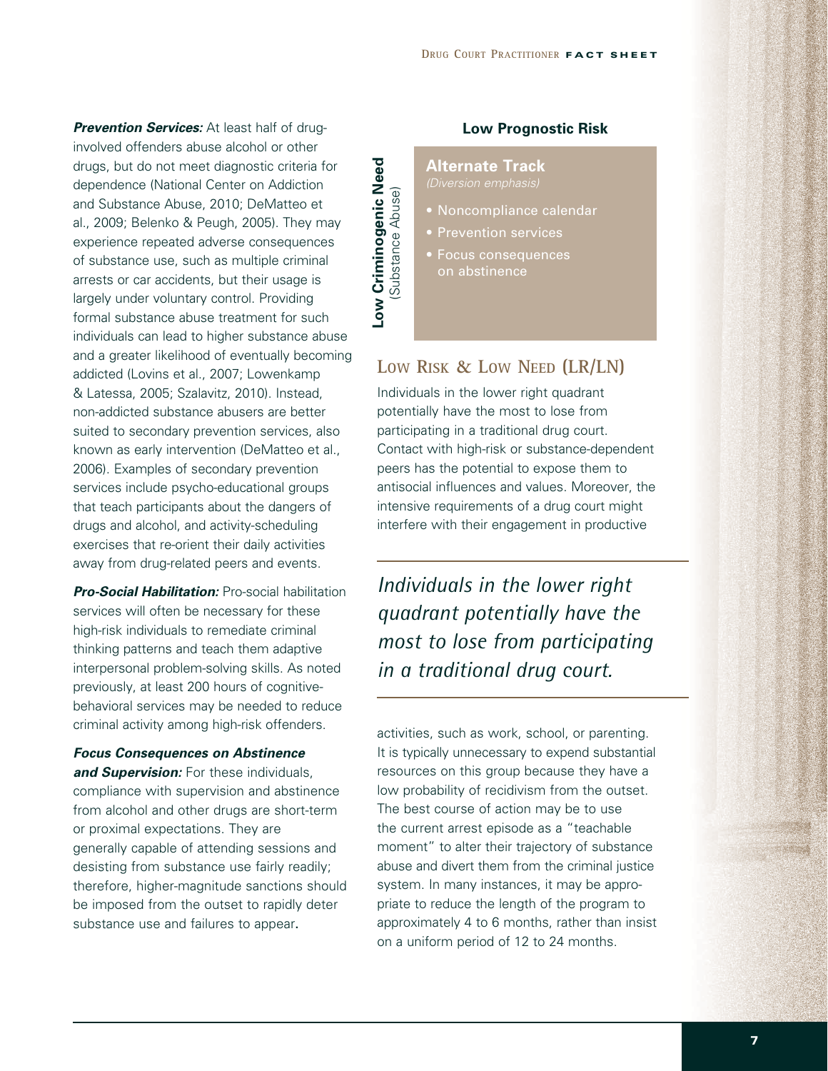***Prevention Services:*** At least half of drug-involved offenders abuse alcohol or other drugs, but do not meet diagnostic criteria for dependence (National Center on Addiction and Substance Abuse, 2010; DeMatteo et al., 2009; Belenko & Peugh, 2005). They may experience repeated adverse consequences of substance use, such as multiple criminal arrests or car accidents, but their usage is largely under voluntary control. Providing formal substance abuse treatment for such individuals can lead to higher substance abuse and a greater likelihood of eventually becoming addicted (Lovins et al., 2007; Lowenkamp & Latessa, 2005; Szalavitz, 2010). Instead, non-addicted substance abusers are better suited to secondary prevention services, also known as early intervention (DeMatteo et al., 2006). Examples of secondary prevention services include psycho-educational groups that teach participants about the dangers of drugs and alcohol, and activity-scheduling exercises that re-orient their daily activities away from drug-related peers and events.

***Pro-Social Habilitation:*** Pro-social habilitation services will often be necessary for these high-risk individuals to remediate criminal thinking patterns and teach them adaptive interpersonal problem-solving skills. As noted previously, at least 200 hours of cognitive-behavioral services may be needed to reduce criminal activity among high-risk offenders.

***Focus Consequences on Abstinence and Supervision:*** For these individuals, compliance with supervision and abstinence from alcohol and other drugs are short-term or proximal expectations. They are generally capable of attending sessions and desisting from substance use fairly readily; therefore, higher-magnitude sanctions should be imposed from the outset to rapidly deter substance use and failures to appear.

**Low Prognostic Risk**

**Low Criminogenic Need** (Substance Abuse)

**Alternate Track**
*(Diversion emphasis)*

- Noncompliance calendar
- Prevention services
- Focus consequences on abstinence

## Low Risk & Low Need (LR/LN)

Individuals in the lower right quadrant potentially have the most to lose from participating in a traditional drug court. Contact with high-risk or substance-dependent peers has the potential to expose them to antisocial influences and values. Moreover, the intensive requirements of a drug court might interfere with their engagement in productive activities, such as work, school, or parenting. It is typically unnecessary to expend substantial resources on this group because they have a low probability of recidivism from the outset. The best course of action may be to use the current arrest episode as a "teachable moment" to alter their trajectory of substance abuse and divert them from the criminal justice system. In many instances, it may be appropriate to reduce the length of the program to approximately 4 to 6 months, rather than insist on a uniform period of 12 to 24 months.

> *Individuals in the lower right quadrant potentially have the most to lose from participating in a traditional drug court.*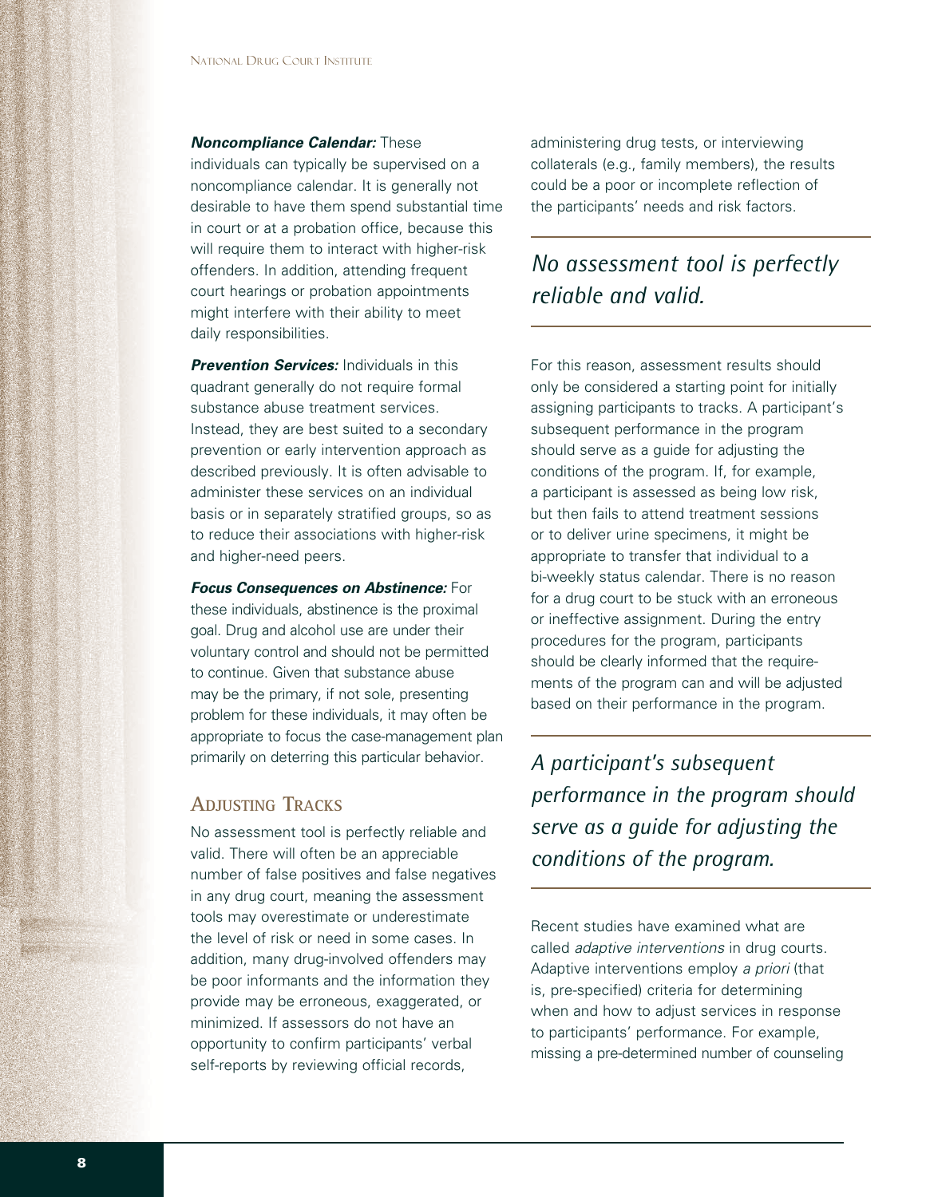***Noncompliance Calendar:*** These individuals can typically be supervised on a noncompliance calendar. It is generally not desirable to have them spend substantial time in court or at a probation office, because this will require them to interact with higher-risk offenders. In addition, attending frequent court hearings or probation appointments might interfere with their ability to meet daily responsibilities.

***Prevention Services:*** Individuals in this quadrant generally do not require formal substance abuse treatment services. Instead, they are best suited to a secondary prevention or early intervention approach as described previously. It is often advisable to administer these services on an individual basis or in separately stratified groups, so as to reduce their associations with higher-risk and higher-need peers.

***Focus Consequences on Abstinence:*** For these individuals, abstinence is the proximal goal. Drug and alcohol use are under their voluntary control and should not be permitted to continue. Given that substance abuse may be the primary, if not sole, presenting problem for these individuals, it may often be appropriate to focus the case-management plan primarily on deterring this particular behavior.

## Adjusting Tracks

No assessment tool is perfectly reliable and valid. There will often be an appreciable number of false positives and false negatives in any drug court, meaning the assessment tools may overestimate or underestimate the level of risk or need in some cases. In addition, many drug-involved offenders may be poor informants and the information they provide may be erroneous, exaggerated, or minimized. If assessors do not have an opportunity to confirm participants' verbal self-reports by reviewing official records, administering drug tests, or interviewing collaterals (e.g., family members), the results could be a poor or incomplete reflection of the participants' needs and risk factors.

*No assessment tool is perfectly reliable and valid.*

For this reason, assessment results should only be considered a starting point for initially assigning participants to tracks. A participant's subsequent performance in the program should serve as a guide for adjusting the conditions of the program. If, for example, a participant is assessed as being low risk, but then fails to attend treatment sessions or to deliver urine specimens, it might be appropriate to transfer that individual to a bi-weekly status calendar. There is no reason for a drug court to be stuck with an erroneous or ineffective assignment. During the entry procedures for the program, participants should be clearly informed that the requirements of the program can and will be adjusted based on their performance in the program.

*A participant's subsequent performance in the program should serve as a guide for adjusting the conditions of the program.*

Recent studies have examined what are called *adaptive interventions* in drug courts. Adaptive interventions employ *a priori* (that is, pre-specified) criteria for determining when and how to adjust services in response to participants' performance. For example, missing a pre-determined number of counseling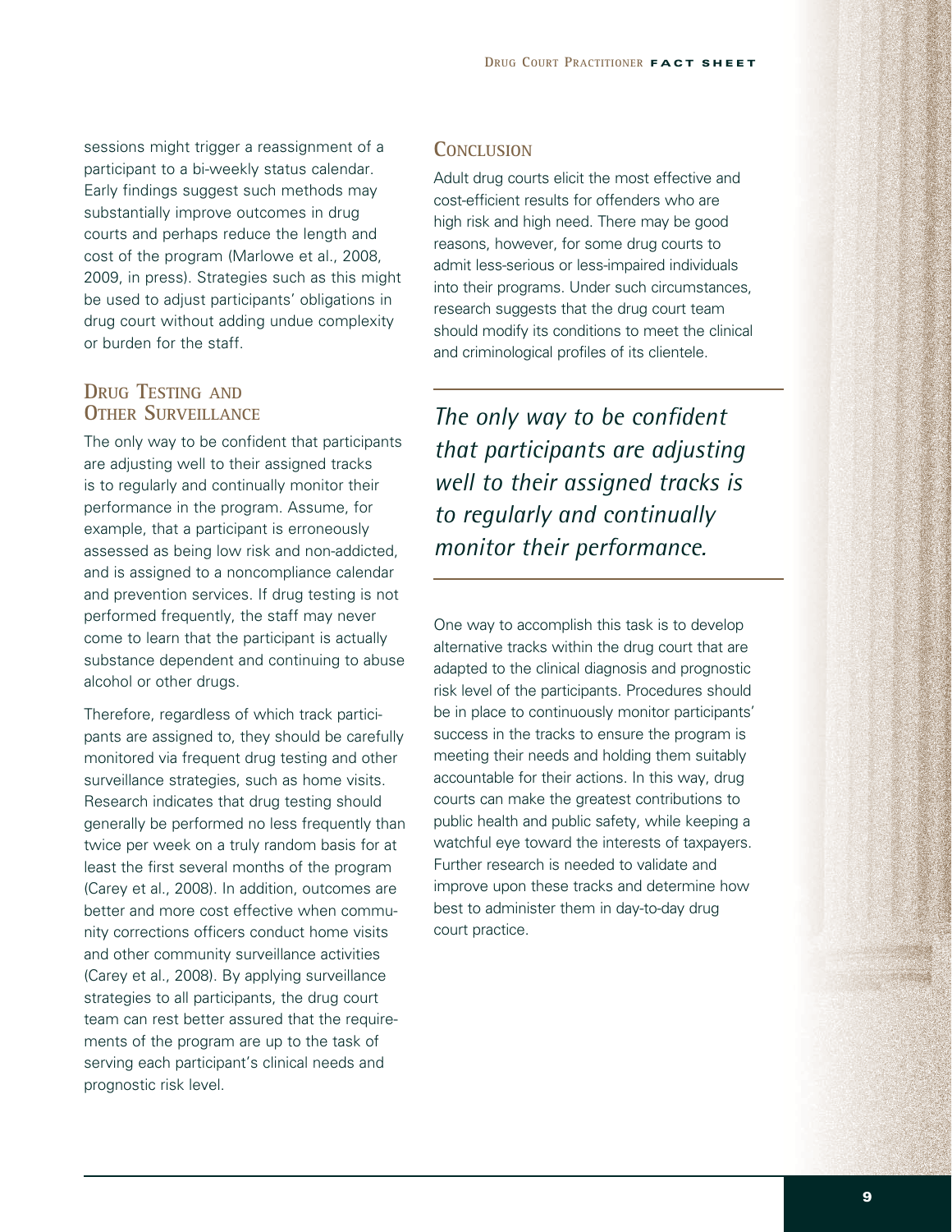sessions might trigger a reassignment of a participant to a bi-weekly status calendar. Early findings suggest such methods may substantially improve outcomes in drug courts and perhaps reduce the length and cost of the program (Marlowe et al., 2008, 2009, in press). Strategies such as this might be used to adjust participants' obligations in drug court without adding undue complexity or burden for the staff.

## Drug Testing and Other Surveillance

The only way to be confident that participants are adjusting well to their assigned tracks is to regularly and continually monitor their performance in the program. Assume, for example, that a participant is erroneously assessed as being low risk and non-addicted, and is assigned to a noncompliance calendar and prevention services. If drug testing is not performed frequently, the staff may never come to learn that the participant is actually substance dependent and continuing to abuse alcohol or other drugs.

Therefore, regardless of which track participants are assigned to, they should be carefully monitored via frequent drug testing and other surveillance strategies, such as home visits. Research indicates that drug testing should generally be performed no less frequently than twice per week on a truly random basis for at least the first several months of the program (Carey et al., 2008). In addition, outcomes are better and more cost effective when community corrections officers conduct home visits and other community surveillance activities (Carey et al., 2008). By applying surveillance strategies to all participants, the drug court team can rest better assured that the requirements of the program are up to the task of serving each participant's clinical needs and prognostic risk level.

## Conclusion

Adult drug courts elicit the most effective and cost-efficient results for offenders who are high risk and high need. There may be good reasons, however, for some drug courts to admit less-serious or less-impaired individuals into their programs. Under such circumstances, research suggests that the drug court team should modify its conditions to meet the clinical and criminological profiles of its clientele.

> *The only way to be confident that participants are adjusting well to their assigned tracks is to regularly and continually monitor their performance.*

One way to accomplish this task is to develop alternative tracks within the drug court that are adapted to the clinical diagnosis and prognostic risk level of the participants. Procedures should be in place to continuously monitor participants' success in the tracks to ensure the program is meeting their needs and holding them suitably accountable for their actions. In this way, drug courts can make the greatest contributions to public health and public safety, while keeping a watchful eye toward the interests of taxpayers. Further research is needed to validate and improve upon these tracks and determine how best to administer them in day-to-day drug court practice.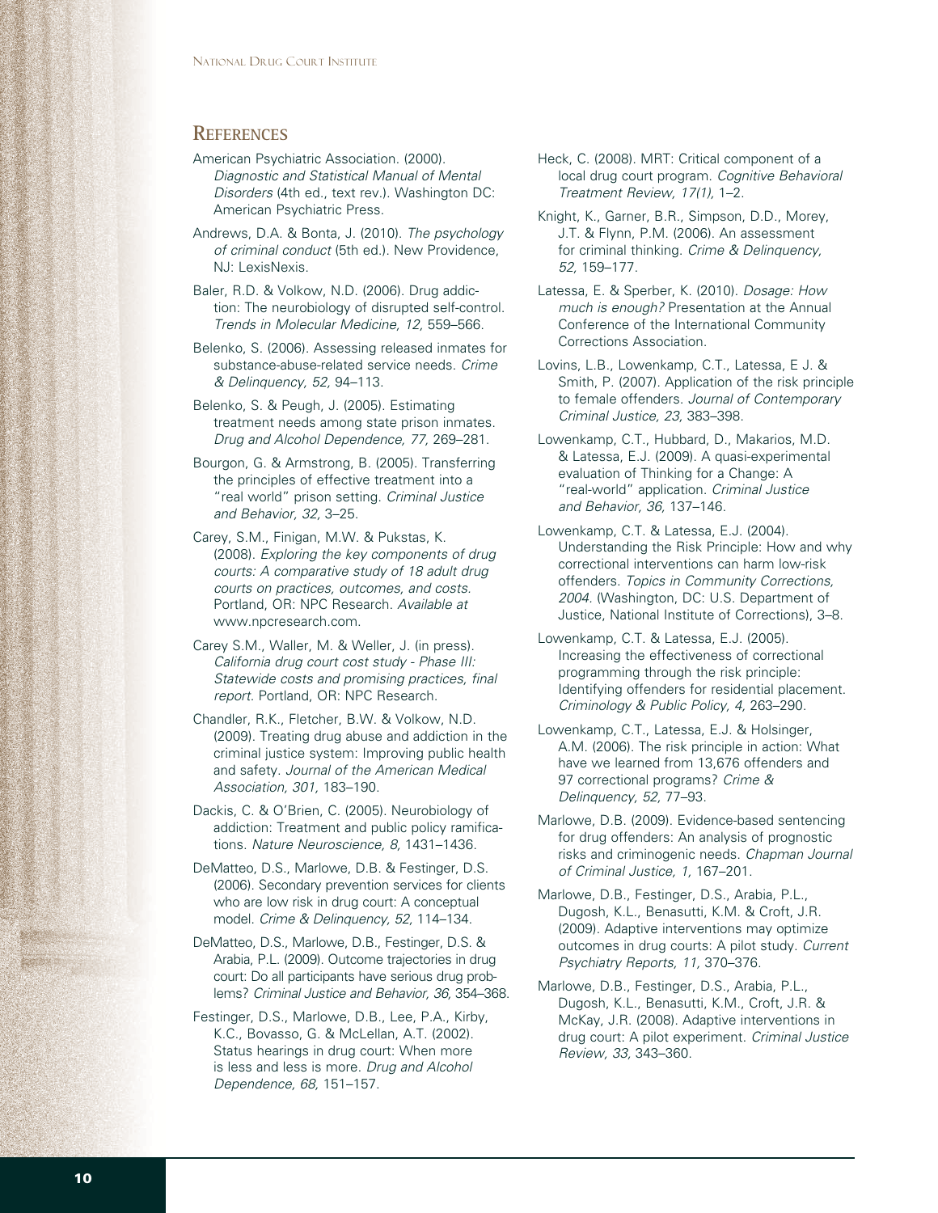## References

American Psychiatric Association. (2000). *Diagnostic and Statistical Manual of Mental Disorders* (4th ed., text rev.). Washington DC: American Psychiatric Press.

Andrews, D.A. & Bonta, J. (2010). *The psychology of criminal conduct* (5th ed.). New Providence, NJ: LexisNexis.

Baler, R.D. & Volkow, N.D. (2006). Drug addiction: The neurobiology of disrupted self-control. *Trends in Molecular Medicine, 12,* 559–566.

Belenko, S. (2006). Assessing released inmates for substance-abuse-related service needs. *Crime & Delinquency, 52,* 94–113.

Belenko, S. & Peugh, J. (2005). Estimating treatment needs among state prison inmates. *Drug and Alcohol Dependence, 77,* 269–281.

Bourgon, G. & Armstrong, B. (2005). Transferring the principles of effective treatment into a "real world" prison setting. *Criminal Justice and Behavior, 32,* 3–25.

Carey, S.M., Finigan, M.W. & Pukstas, K. (2008). *Exploring the key components of drug courts: A comparative study of 18 adult drug courts on practices, outcomes, and costs.* Portland, OR: NPC Research. *Available at* www.npcresearch.com.

Carey S.M., Waller, M. & Weller, J. (in press). *California drug court cost study - Phase III: Statewide costs and promising practices, final report.* Portland, OR: NPC Research.

Chandler, R.K., Fletcher, B.W. & Volkow, N.D. (2009). Treating drug abuse and addiction in the criminal justice system: Improving public health and safety. *Journal of the American Medical Association, 301,* 183–190.

Dackis, C. & O'Brien, C. (2005). Neurobiology of addiction: Treatment and public policy ramifications. *Nature Neuroscience, 8,* 1431–1436.

DeMatteo, D.S., Marlowe, D.B. & Festinger, D.S. (2006). Secondary prevention services for clients who are low risk in drug court: A conceptual model. *Crime & Delinquency, 52,* 114–134.

DeMatteo, D.S., Marlowe, D.B., Festinger, D.S. & Arabia, P.L. (2009). Outcome trajectories in drug court: Do all participants have serious drug problems? *Criminal Justice and Behavior, 36,* 354–368.

Festinger, D.S., Marlowe, D.B., Lee, P.A., Kirby, K.C., Bovasso, G. & McLellan, A.T. (2002). Status hearings in drug court: When more is less and less is more. *Drug and Alcohol Dependence, 68,* 151–157.

Heck, C. (2008). MRT: Critical component of a local drug court program. *Cognitive Behavioral Treatment Review, 17(1),* 1–2.

Knight, K., Garner, B.R., Simpson, D.D., Morey, J.T. & Flynn, P.M. (2006). An assessment for criminal thinking. *Crime & Delinquency, 52,* 159–177.

Latessa, E. & Sperber, K. (2010). *Dosage: How much is enough?* Presentation at the Annual Conference of the International Community Corrections Association.

Lovins, L.B., Lowenkamp, C.T., Latessa, E J. & Smith, P. (2007). Application of the risk principle to female offenders. *Journal of Contemporary Criminal Justice, 23,* 383–398.

Lowenkamp, C.T., Hubbard, D., Makarios, M.D. & Latessa, E.J. (2009). A quasi-experimental evaluation of Thinking for a Change: A "real-world" application. *Criminal Justice and Behavior, 36,* 137–146.

Lowenkamp, C.T. & Latessa, E.J. (2004). Understanding the Risk Principle: How and why correctional interventions can harm low-risk offenders. *Topics in Community Corrections, 2004.* (Washington, DC: U.S. Department of Justice, National Institute of Corrections), 3–8.

Lowenkamp, C.T. & Latessa, E.J. (2005). Increasing the effectiveness of correctional programming through the risk principle: Identifying offenders for residential placement. *Criminology & Public Policy, 4,* 263–290.

Lowenkamp, C.T., Latessa, E.J. & Holsinger, A.M. (2006). The risk principle in action: What have we learned from 13,676 offenders and 97 correctional programs? *Crime & Delinquency, 52,* 77–93.

Marlowe, D.B. (2009). Evidence-based sentencing for drug offenders: An analysis of prognostic risks and criminogenic needs. *Chapman Journal of Criminal Justice, 1,* 167–201.

Marlowe, D.B., Festinger, D.S., Arabia, P.L., Dugosh, K.L., Benasutti, K.M. & Croft, J.R. (2009). Adaptive interventions may optimize outcomes in drug courts: A pilot study. *Current Psychiatry Reports, 11,* 370–376.

Marlowe, D.B., Festinger, D.S., Arabia, P.L., Dugosh, K.L., Benasutti, K.M., Croft, J.R. & McKay, J.R. (2008). Adaptive interventions in drug court: A pilot experiment. *Criminal Justice Review, 33,* 343–360.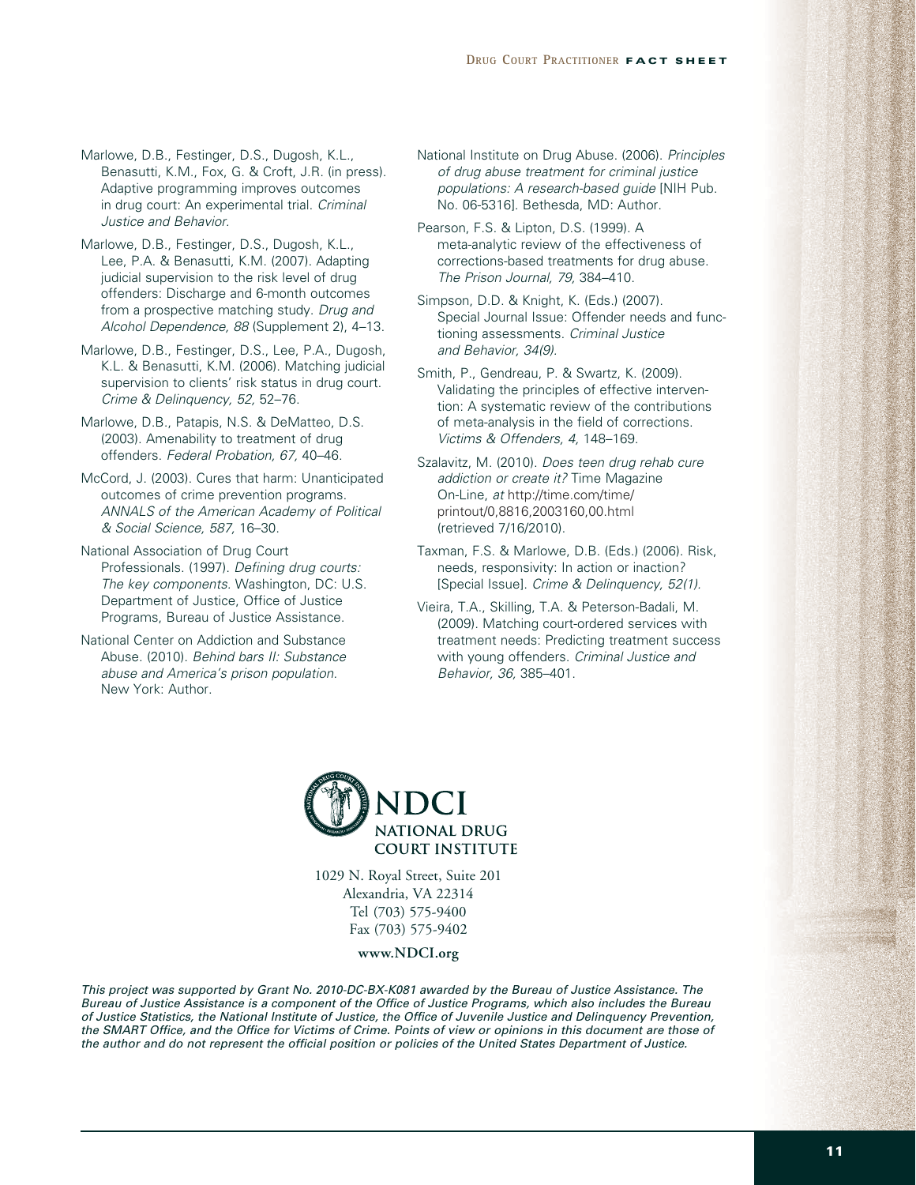Marlowe, D.B., Festinger, D.S., Dugosh, K.L., Benasutti, K.M., Fox, G. & Croft, J.R. (in press). Adaptive programming improves outcomes in drug court: An experimental trial. *Criminal Justice and Behavior*.

Marlowe, D.B., Festinger, D.S., Dugosh, K.L., Lee, P.A. & Benasutti, K.M. (2007). Adapting judicial supervision to the risk level of drug offenders: Discharge and 6-month outcomes from a prospective matching study. *Drug and Alcohol Dependence, 88* (Supplement 2), 4–13.

Marlowe, D.B., Festinger, D.S., Lee, P.A., Dugosh, K.L. & Benasutti, K.M. (2006). Matching judicial supervision to clients' risk status in drug court. *Crime & Delinquency, 52*, 52–76.

Marlowe, D.B., Patapis, N.S. & DeMatteo, D.S. (2003). Amenability to treatment of drug offenders. *Federal Probation, 67*, 40–46.

McCord, J. (2003). Cures that harm: Unanticipated outcomes of crime prevention programs. *ANNALS of the American Academy of Political & Social Science, 587*, 16–30.

National Association of Drug Court Professionals. (1997). *Defining drug courts: The key components*. Washington, DC: U.S. Department of Justice, Office of Justice Programs, Bureau of Justice Assistance.

National Center on Addiction and Substance Abuse. (2010). *Behind bars II: Substance abuse and America's prison population*. New York: Author.

National Institute on Drug Abuse. (2006). *Principles of drug abuse treatment for criminal justice populations: A research-based guide* [NIH Pub. No. 06-5316]. Bethesda, MD: Author.

Pearson, F.S. & Lipton, D.S. (1999). A meta-analytic review of the effectiveness of corrections-based treatments for drug abuse. *The Prison Journal, 79*, 384–410.

Simpson, D.D. & Knight, K. (Eds.) (2007). Special Journal Issue: Offender needs and functioning assessments. *Criminal Justice and Behavior, 34(9)*.

Smith, P., Gendreau, P. & Swartz, K. (2009). Validating the principles of effective intervention: A systematic review of the contributions of meta-analysis in the field of corrections. *Victims & Offenders, 4*, 148–169.

Szalavitz, M. (2010). *Does teen drug rehab cure addiction or create it?* Time Magazine On-Line, *at* http://time.com/time/printout/0,8816,2003160,00.html (retrieved 7/16/2010).

Taxman, F.S. & Marlowe, D.B. (Eds.) (2006). Risk, needs, responsivity: In action or inaction? [Special Issue]. *Crime & Delinquency, 52(1)*.

Vieira, T.A., Skilling, T.A. & Peterson-Badali, M. (2009). Matching court-ordered services with treatment needs: Predicting treatment success with young offenders. *Criminal Justice and Behavior, 36*, 385–401.

**NDCI**
**NATIONAL DRUG COURT INSTITUTE**

1029 N. Royal Street, Suite 201
Alexandria, VA 22314
Tel (703) 575-9400
Fax (703) 575-9402

**www.NDCI.org**

*This project was supported by Grant No. 2010-DC-BX-K081 awarded by the Bureau of Justice Assistance. The Bureau of Justice Assistance is a component of the Office of Justice Programs, which also includes the Bureau of Justice Statistics, the National Institute of Justice, the Office of Juvenile Justice and Delinquency Prevention, the SMART Office, and the Office for Victims of Crime. Points of view or opinions in this document are those of the author and do not represent the official position or policies of the United States Department of Justice.*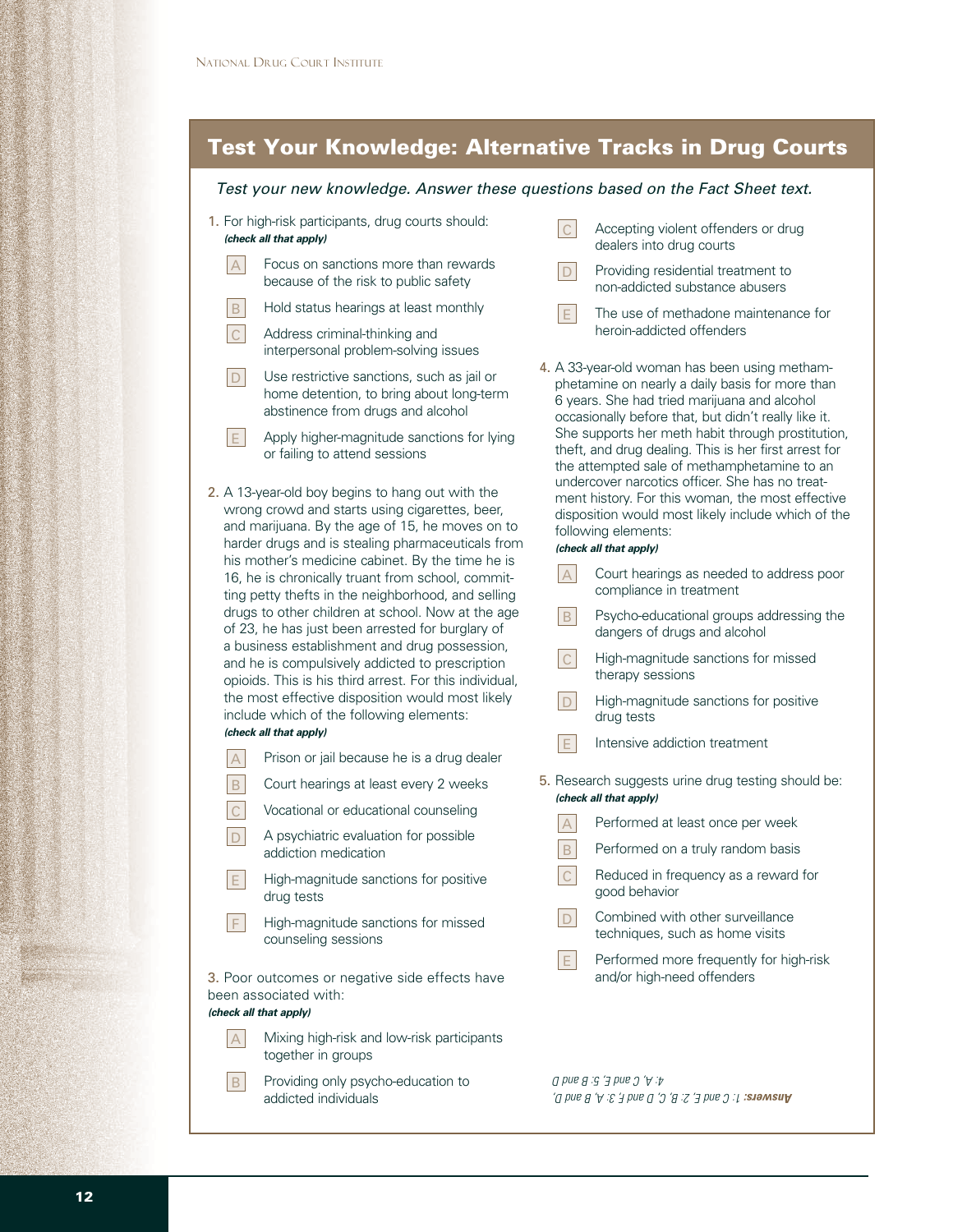## Test Your Knowledge: Alternative Tracks in Drug Courts

*Test your new knowledge. Answer these questions based on the Fact Sheet text.*

1. For high-risk participants, drug courts should:
   ***(check all that apply)***
   - A Focus on sanctions more than rewards because of the risk to public safety
   - B Hold status hearings at least monthly
   - C Address criminal-thinking and interpersonal problem-solving issues
   - D Use restrictive sanctions, such as jail or home detention, to bring about long-term abstinence from drugs and alcohol
   - E Apply higher-magnitude sanctions for lying or failing to attend sessions

2. A 13-year-old boy begins to hang out with the wrong crowd and starts using cigarettes, beer, and marijuana. By the age of 15, he moves on to harder drugs and is stealing pharmaceuticals from his mother's medicine cabinet. By the time he is 16, he is chronically truant from school, committing petty thefts in the neighborhood, and selling drugs to other children at school. Now at the age of 23, he has just been arrested for burglary of a business establishment and drug possession, and he is compulsively addicted to prescription opioids. This is his third arrest. For this individual, the most effective disposition would most likely include which of the following elements:
   ***(check all that apply)***
   - A Prison or jail because he is a drug dealer
   - B Court hearings at least every 2 weeks
   - C Vocational or educational counseling
   - D A psychiatric evaluation for possible addiction medication
   - E High-magnitude sanctions for positive drug tests
   - F High-magnitude sanctions for missed counseling sessions

3. Poor outcomes or negative side effects have been associated with:
   ***(check all that apply)***
   - A Mixing high-risk and low-risk participants together in groups
   - B Providing only psycho-education to addicted individuals
   - C Accepting violent offenders or drug dealers into drug courts
   - D Providing residential treatment to non-addicted substance abusers
   - E The use of methadone maintenance for heroin-addicted offenders

4. A 33-year-old woman has been using methamphetamine on nearly a daily basis for more than 6 years. She had tried marijuana and alcohol occasionally before that, but didn't really like it. She supports her meth habit through prostitution, theft, and drug dealing. This is her first arrest for the attempted sale of methamphetamine to an undercover narcotics officer. She has no treatment history. For this woman, the most effective disposition would most likely include which of the following elements:
   ***(check all that apply)***
   - A Court hearings as needed to address poor compliance in treatment
   - B Psycho-educational groups addressing the dangers of drugs and alcohol
   - C High-magnitude sanctions for missed therapy sessions
   - D High-magnitude sanctions for positive drug tests
   - E Intensive addiction treatment

5. Research suggests urine drug testing should be:
   ***(check all that apply)***
   - A Performed at least once per week
   - B Performed on a truly random basis
   - C Reduced in frequency as a reward for good behavior
   - D Combined with other surveillance techniques, such as home visits
   - E Performed more frequently for high-risk and/or high-need offenders

***Answers:*** *1: C and E; 2: B, C, D and F; 3: A, B and D; 4: A, C and E; 5: B and D*